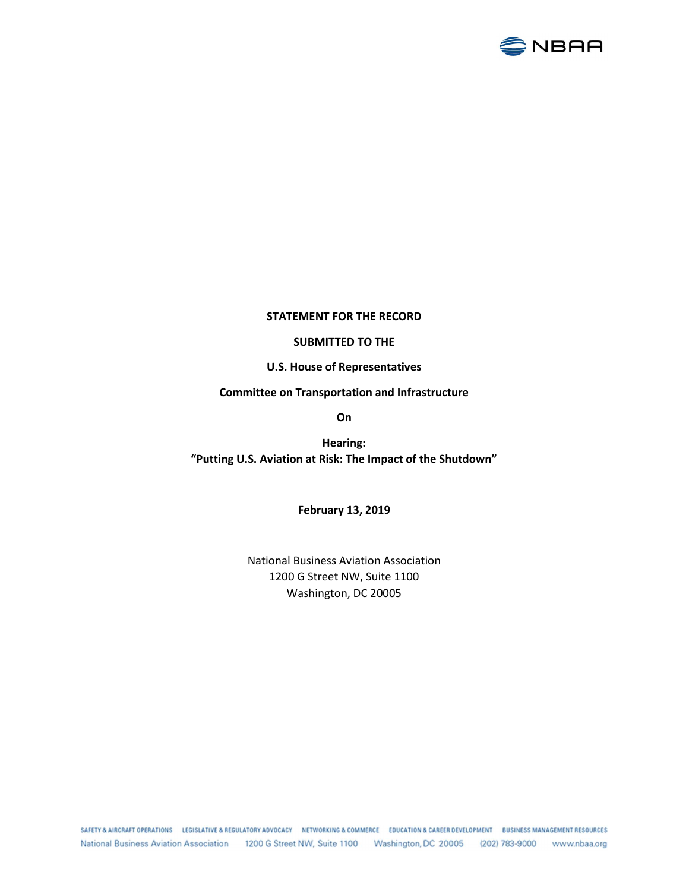**STATEMENT FOR THE RECORD**

**SUBMITTED TO THE**

**U.S. House of Representatives**

**Committee on Transportation and Infrastructure**

**On**

**Hearing:**
**"Putting U.S. Aviation at Risk: The Impact of the Shutdown"**

**February 13, 2019**

National Business Aviation Association
1200 G Street NW, Suite 1100
Washington, DC 20005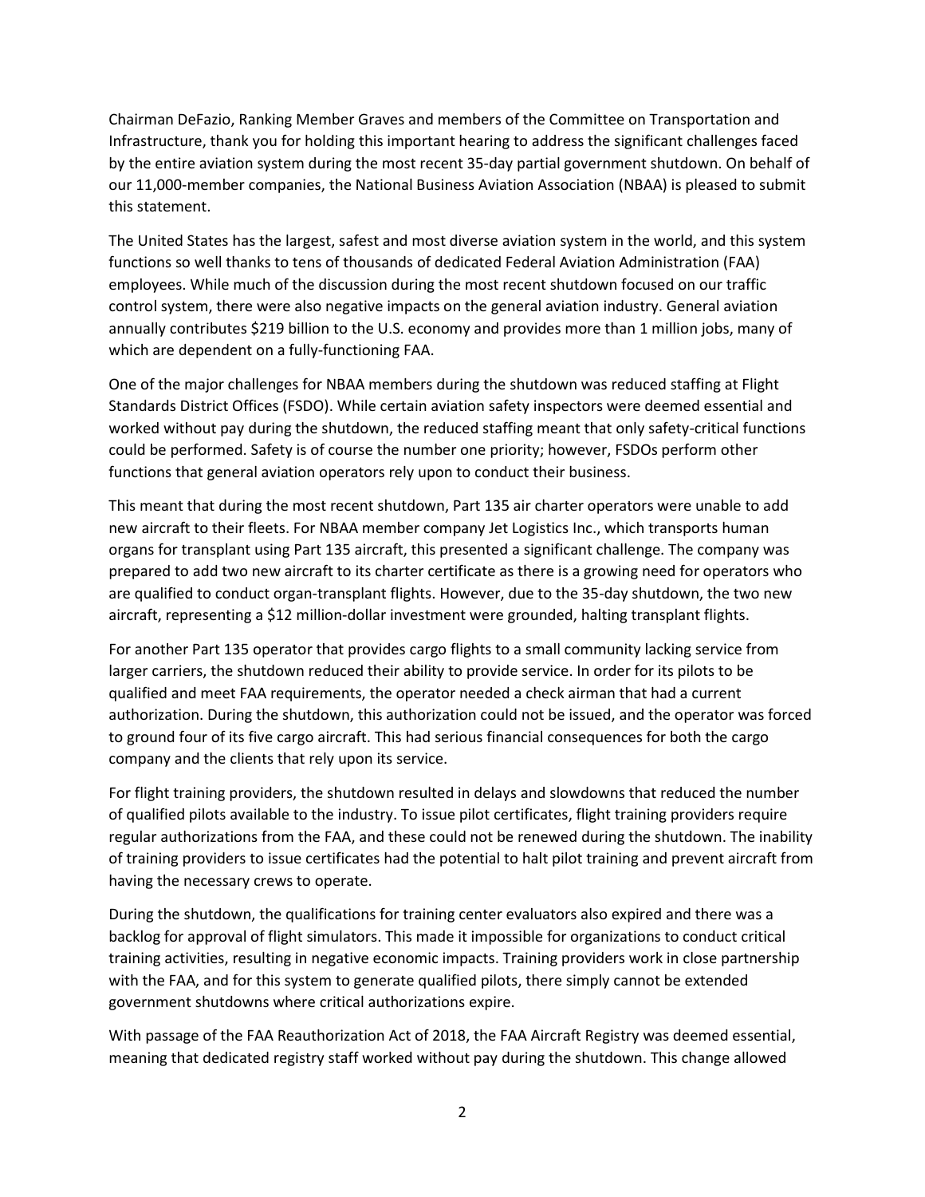Chairman DeFazio, Ranking Member Graves and members of the Committee on Transportation and Infrastructure, thank you for holding this important hearing to address the significant challenges faced by the entire aviation system during the most recent 35-day partial government shutdown. On behalf of our 11,000-member companies, the National Business Aviation Association (NBAA) is pleased to submit this statement.

The United States has the largest, safest and most diverse aviation system in the world, and this system functions so well thanks to tens of thousands of dedicated Federal Aviation Administration (FAA) employees. While much of the discussion during the most recent shutdown focused on our traffic control system, there were also negative impacts on the general aviation industry. General aviation annually contributes $219 billion to the U.S. economy and provides more than 1 million jobs, many of which are dependent on a fully-functioning FAA.

One of the major challenges for NBAA members during the shutdown was reduced staffing at Flight Standards District Offices (FSDO). While certain aviation safety inspectors were deemed essential and worked without pay during the shutdown, the reduced staffing meant that only safety-critical functions could be performed. Safety is of course the number one priority; however, FSDOs perform other functions that general aviation operators rely upon to conduct their business.

This meant that during the most recent shutdown, Part 135 air charter operators were unable to add new aircraft to their fleets. For NBAA member company Jet Logistics Inc., which transports human organs for transplant using Part 135 aircraft, this presented a significant challenge. The company was prepared to add two new aircraft to its charter certificate as there is a growing need for operators who are qualified to conduct organ-transplant flights. However, due to the 35-day shutdown, the two new aircraft, representing a $12 million-dollar investment were grounded, halting transplant flights.

For another Part 135 operator that provides cargo flights to a small community lacking service from larger carriers, the shutdown reduced their ability to provide service. In order for its pilots to be qualified and meet FAA requirements, the operator needed a check airman that had a current authorization. During the shutdown, this authorization could not be issued, and the operator was forced to ground four of its five cargo aircraft. This had serious financial consequences for both the cargo company and the clients that rely upon its service.

For flight training providers, the shutdown resulted in delays and slowdowns that reduced the number of qualified pilots available to the industry. To issue pilot certificates, flight training providers require regular authorizations from the FAA, and these could not be renewed during the shutdown. The inability of training providers to issue certificates had the potential to halt pilot training and prevent aircraft from having the necessary crews to operate.

During the shutdown, the qualifications for training center evaluators also expired and there was a backlog for approval of flight simulators. This made it impossible for organizations to conduct critical training activities, resulting in negative economic impacts. Training providers work in close partnership with the FAA, and for this system to generate qualified pilots, there simply cannot be extended government shutdowns where critical authorizations expire.

With passage of the FAA Reauthorization Act of 2018, the FAA Aircraft Registry was deemed essential, meaning that dedicated registry staff worked without pay during the shutdown. This change allowed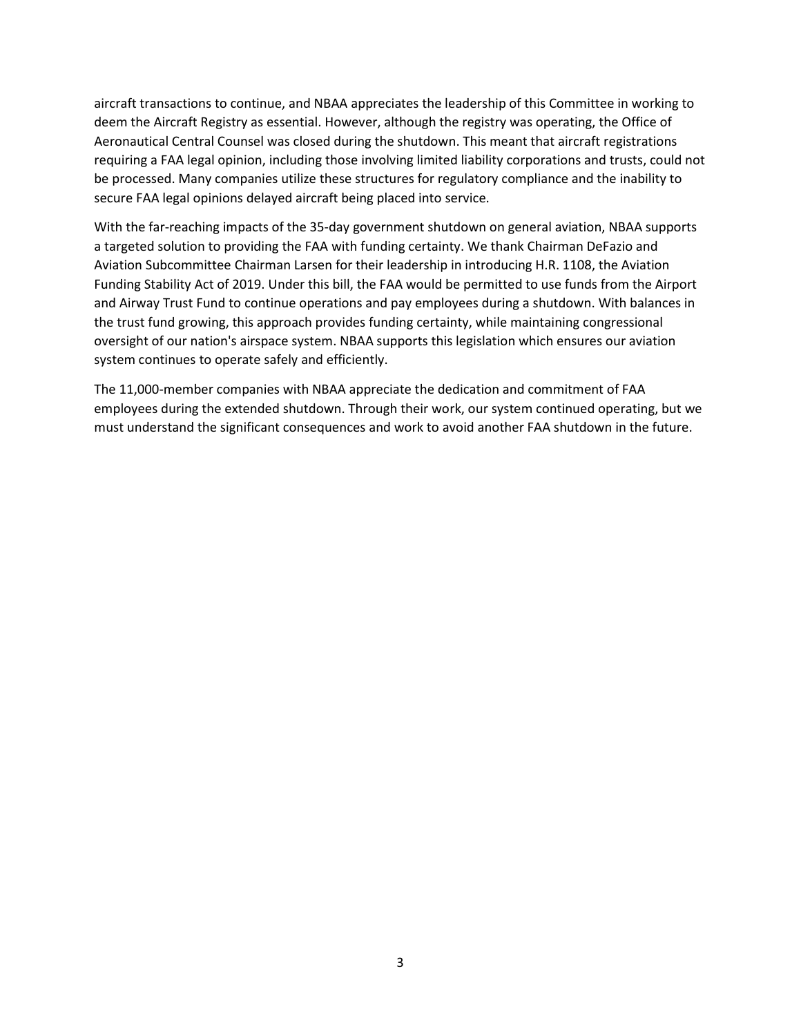aircraft transactions to continue, and NBAA appreciates the leadership of this Committee in working to deem the Aircraft Registry as essential. However, although the registry was operating, the Office of Aeronautical Central Counsel was closed during the shutdown. This meant that aircraft registrations requiring a FAA legal opinion, including those involving limited liability corporations and trusts, could not be processed. Many companies utilize these structures for regulatory compliance and the inability to secure FAA legal opinions delayed aircraft being placed into service.

With the far-reaching impacts of the 35-day government shutdown on general aviation, NBAA supports a targeted solution to providing the FAA with funding certainty. We thank Chairman DeFazio and Aviation Subcommittee Chairman Larsen for their leadership in introducing H.R. 1108, the Aviation Funding Stability Act of 2019. Under this bill, the FAA would be permitted to use funds from the Airport and Airway Trust Fund to continue operations and pay employees during a shutdown. With balances in the trust fund growing, this approach provides funding certainty, while maintaining congressional oversight of our nation's airspace system. NBAA supports this legislation which ensures our aviation system continues to operate safely and efficiently.

The 11,000-member companies with NBAA appreciate the dedication and commitment of FAA employees during the extended shutdown. Through their work, our system continued operating, but we must understand the significant consequences and work to avoid another FAA shutdown in the future.